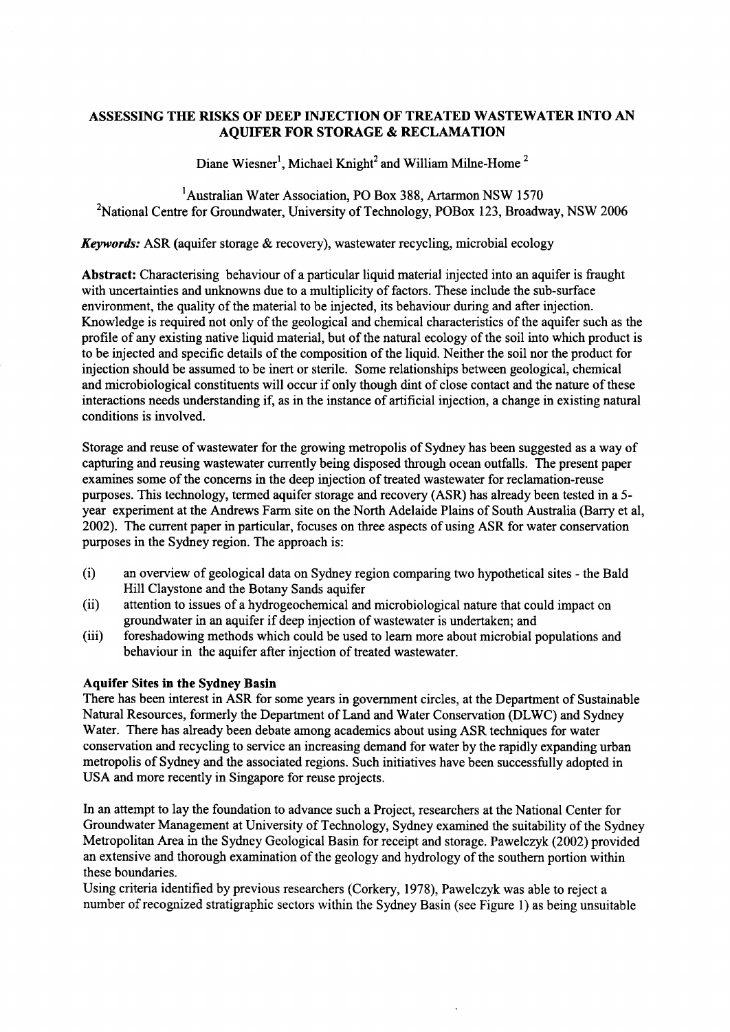# ASSESSING THE RISKS OF DEEP INJECTION OF TREATED WASTEWATER INTO AN AQUIFER FOR STORAGE & RECLAMATION

Diane Wiesner[1], Michael Knight[2] and William Milne-Home [2]

[1]Australian Water Association, PO Box 388, Artarmon NSW 1570
[2]National Centre for Groundwater, University of Technology, POBox 123, Broadway, NSW 2006

***Keywords:*** ASR (aquifer storage & recovery), wastewater recycling, microbial ecology

**Abstract:** Characterising behaviour of a particular liquid material injected into an aquifer is fraught with uncertainties and unknowns due to a multiplicity of factors. These include the sub-surface environment, the quality of the material to be injected, its behaviour during and after injection. Knowledge is required not only of the geological and chemical characteristics of the aquifer such as the profile of any existing native liquid material, but of the natural ecology of the soil into which product is to be injected and specific details of the composition of the liquid. Neither the soil nor the product for injection should be assumed to be inert or sterile. Some relationships between geological, chemical and microbiological constituents will occur if only though dint of close contact and the nature of these interactions needs understanding if, as in the instance of artificial injection, a change in existing natural conditions is involved.

Storage and reuse of wastewater for the growing metropolis of Sydney has been suggested as a way of capturing and reusing wastewater currently being disposed through ocean outfalls. The present paper examines some of the concerns in the deep injection of treated wastewater for reclamation-reuse purposes. This technology, termed aquifer storage and recovery (ASR) has already been tested in a 5-year experiment at the Andrews Farm site on the North Adelaide Plains of South Australia (Barry et al, 2002). The current paper in particular, focuses on three aspects of using ASR for water conservation purposes in the Sydney region. The approach is:

(i) an overview of geological data on Sydney region comparing two hypothetical sites - the Bald Hill Claystone and the Botany Sands aquifer
(ii) attention to issues of a hydrogeochemical and microbiological nature that could impact on groundwater in an aquifer if deep injection of wastewater is undertaken; and
(iii) foreshadowing methods which could be used to learn more about microbial populations and behaviour in the aquifer after injection of treated wastewater.

**Aquifer Sites in the Sydney Basin**

There has been interest in ASR for some years in government circles, at the Department of Sustainable Natural Resources, formerly the Department of Land and Water Conservation (DLWC) and Sydney Water. There has already been debate among academics about using ASR techniques for water conservation and recycling to service an increasing demand for water by the rapidly expanding urban metropolis of Sydney and the associated regions. Such initiatives have been successfully adopted in USA and more recently in Singapore for reuse projects.

In an attempt to lay the foundation to advance such a Project, researchers at the National Center for Groundwater Management at University of Technology, Sydney examined the suitability of the Sydney Metropolitan Area in the Sydney Geological Basin for receipt and storage. Pawelczyk (2002) provided an extensive and thorough examination of the geology and hydrology of the southern portion within these boundaries.

Using criteria identified by previous researchers (Corkery, 1978), Pawelczyk was able to reject a number of recognized stratigraphic sectors within the Sydney Basin (see Figure 1) as being unsuitable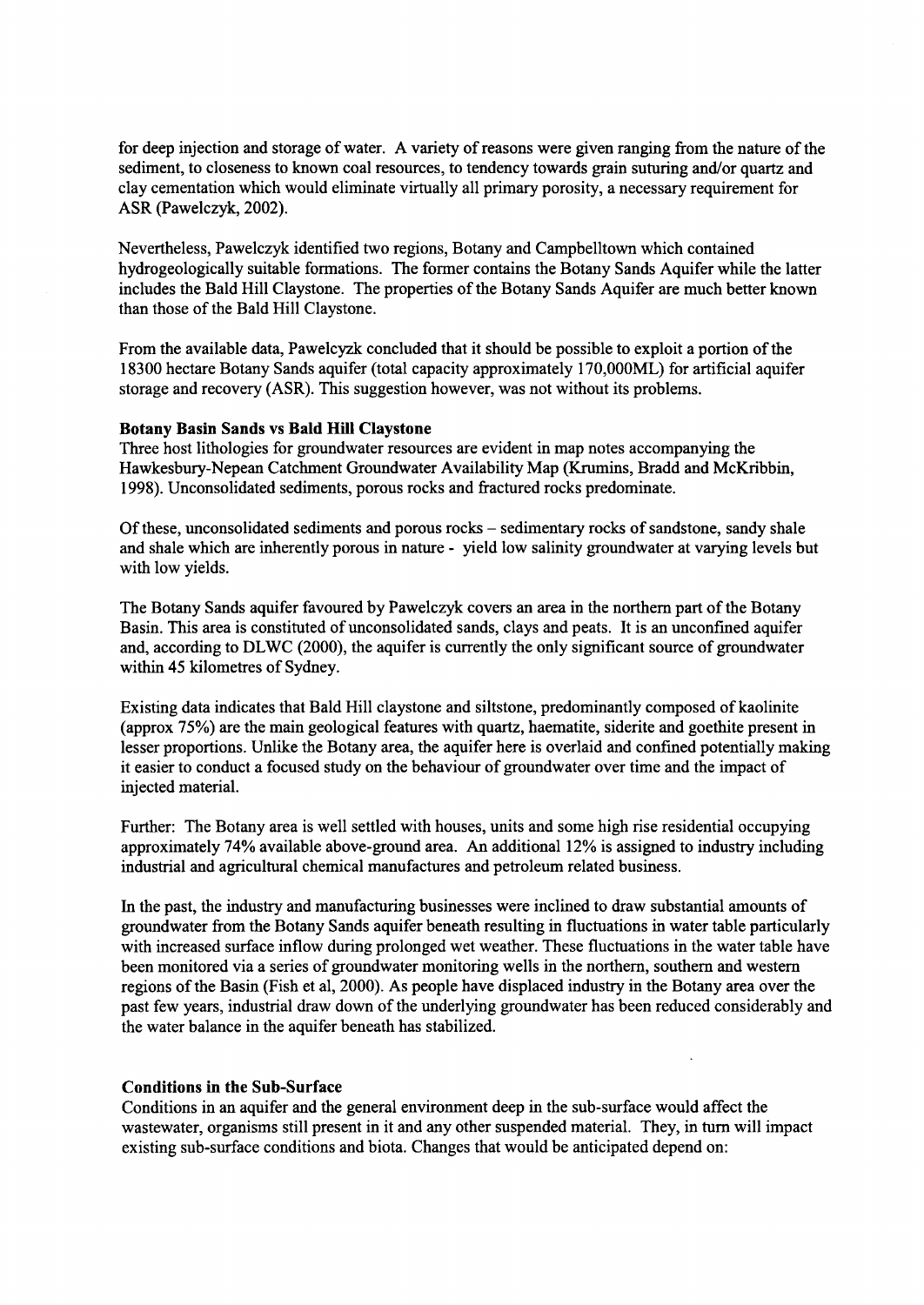for deep injection and storage of water. A variety of reasons were given ranging from the nature of the sediment, to closeness to known coal resources, to tendency towards grain suturing and/or quartz and clay cementation which would eliminate virtually all primary porosity, a necessary requirement for ASR (Pawelczyk, 2002).

Nevertheless, Pawelczyk identified two regions, Botany and Campbelltown which contained hydrogeologically suitable formations. The former contains the Botany Sands Aquifer while the latter includes the Bald Hill Claystone. The properties of the Botany Sands Aquifer are much better known than those of the Bald Hill Claystone.

From the available data, Pawelcyzk concluded that it should be possible to exploit a portion of the 18300 hectare Botany Sands aquifer (total capacity approximately 170,000ML) for artificial aquifer storage and recovery (ASR). This suggestion however, was not without its problems.

**Botany Basin Sands vs Bald Hill Claystone**

Three host lithologies for groundwater resources are evident in map notes accompanying the Hawkesbury-Nepean Catchment Groundwater Availability Map (Krumins, Bradd and McKribbin, 1998). Unconsolidated sediments, porous rocks and fractured rocks predominate.

Of these, unconsolidated sediments and porous rocks – sedimentary rocks of sandstone, sandy shale and shale which are inherently porous in nature - yield low salinity groundwater at varying levels but with low yields.

The Botany Sands aquifer favoured by Pawelczyk covers an area in the northern part of the Botany Basin. This area is constituted of unconsolidated sands, clays and peats. It is an unconfined aquifer and, according to DLWC (2000), the aquifer is currently the only significant source of groundwater within 45 kilometres of Sydney.

Existing data indicates that Bald Hill claystone and siltstone, predominantly composed of kaolinite (approx 75%) are the main geological features with quartz, haematite, siderite and goethite present in lesser proportions. Unlike the Botany area, the aquifer here is overlaid and confined potentially making it easier to conduct a focused study on the behaviour of groundwater over time and the impact of injected material.

Further: The Botany area is well settled with houses, units and some high rise residential occupying approximately 74% available above-ground area. An additional 12% is assigned to industry including industrial and agricultural chemical manufactures and petroleum related business.

In the past, the industry and manufacturing businesses were inclined to draw substantial amounts of groundwater from the Botany Sands aquifer beneath resulting in fluctuations in water table particularly with increased surface inflow during prolonged wet weather. These fluctuations in the water table have been monitored via a series of groundwater monitoring wells in the northern, southern and western regions of the Basin (Fish et al, 2000). As people have displaced industry in the Botany area over the past few years, industrial draw down of the underlying groundwater has been reduced considerably and the water balance in the aquifer beneath has stabilized.

**Conditions in the Sub-Surface**

Conditions in an aquifer and the general environment deep in the sub-surface would affect the wastewater, organisms still present in it and any other suspended material. They, in turn will impact existing sub-surface conditions and biota. Changes that would be anticipated depend on: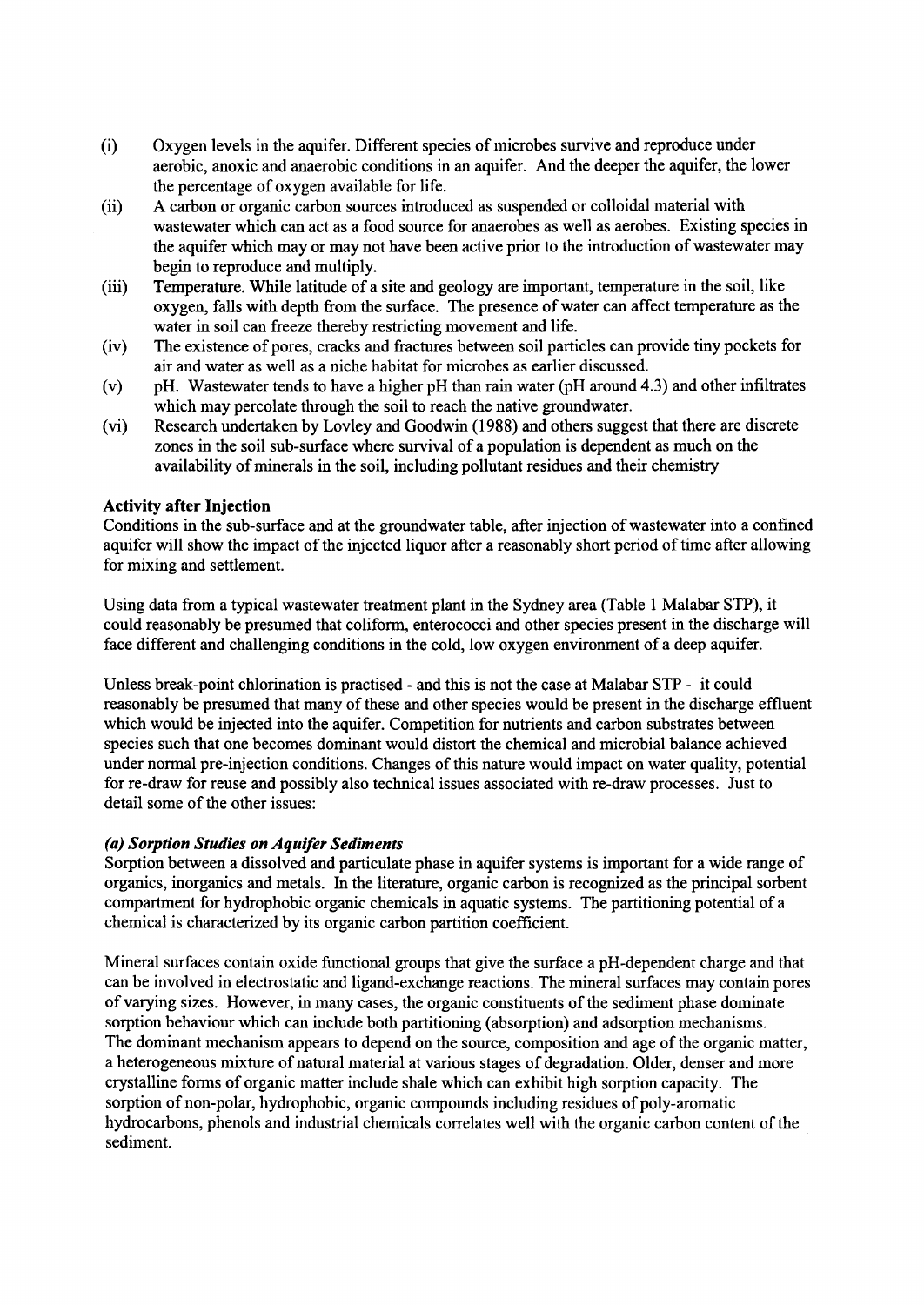(i) Oxygen levels in the aquifer. Different species of microbes survive and reproduce under aerobic, anoxic and anaerobic conditions in an aquifer. And the deeper the aquifer, the lower the percentage of oxygen available for life.

(ii) A carbon or organic carbon sources introduced as suspended or colloidal material with wastewater which can act as a food source for anaerobes as well as aerobes. Existing species in the aquifer which may or may not have been active prior to the introduction of wastewater may begin to reproduce and multiply.

(iii) Temperature. While latitude of a site and geology are important, temperature in the soil, like oxygen, falls with depth from the surface. The presence of water can affect temperature as the water in soil can freeze thereby restricting movement and life.

(iv) The existence of pores, cracks and fractures between soil particles can provide tiny pockets for air and water as well as a niche habitat for microbes as earlier discussed.

(v) pH. Wastewater tends to have a higher pH than rain water (pH around 4.3) and other infiltrates which may percolate through the soil to reach the native groundwater.

(vi) Research undertaken by Lovley and Goodwin (1988) and others suggest that there are discrete zones in the soil sub-surface where survival of a population is dependent as much on the availability of minerals in the soil, including pollutant residues and their chemistry

**Activity after Injection**

Conditions in the sub-surface and at the groundwater table, after injection of wastewater into a confined aquifer will show the impact of the injected liquor after a reasonably short period of time after allowing for mixing and settlement.

Using data from a typical wastewater treatment plant in the Sydney area (Table 1 Malabar STP), it could reasonably be presumed that coliform, enterococci and other species present in the discharge will face different and challenging conditions in the cold, low oxygen environment of a deep aquifer.

Unless break-point chlorination is practised - and this is not the case at Malabar STP - it could reasonably be presumed that many of these and other species would be present in the discharge effluent which would be injected into the aquifer. Competition for nutrients and carbon substrates between species such that one becomes dominant would distort the chemical and microbial balance achieved under normal pre-injection conditions. Changes of this nature would impact on water quality, potential for re-draw for reuse and possibly also technical issues associated with re-draw processes. Just to detail some of the other issues:

***(a) Sorption Studies on Aquifer Sediments***

Sorption between a dissolved and particulate phase in aquifer systems is important for a wide range of organics, inorganics and metals. In the literature, organic carbon is recognized as the principal sorbent compartment for hydrophobic organic chemicals in aquatic systems. The partitioning potential of a chemical is characterized by its organic carbon partition coefficient.

Mineral surfaces contain oxide functional groups that give the surface a pH-dependent charge and that can be involved in electrostatic and ligand-exchange reactions. The mineral surfaces may contain pores of varying sizes. However, in many cases, the organic constituents of the sediment phase dominate sorption behaviour which can include both partitioning (absorption) and adsorption mechanisms. The dominant mechanism appears to depend on the source, composition and age of the organic matter, a heterogeneous mixture of natural material at various stages of degradation. Older, denser and more crystalline forms of organic matter include shale which can exhibit high sorption capacity. The sorption of non-polar, hydrophobic, organic compounds including residues of poly-aromatic hydrocarbons, phenols and industrial chemicals correlates well with the organic carbon content of the sediment.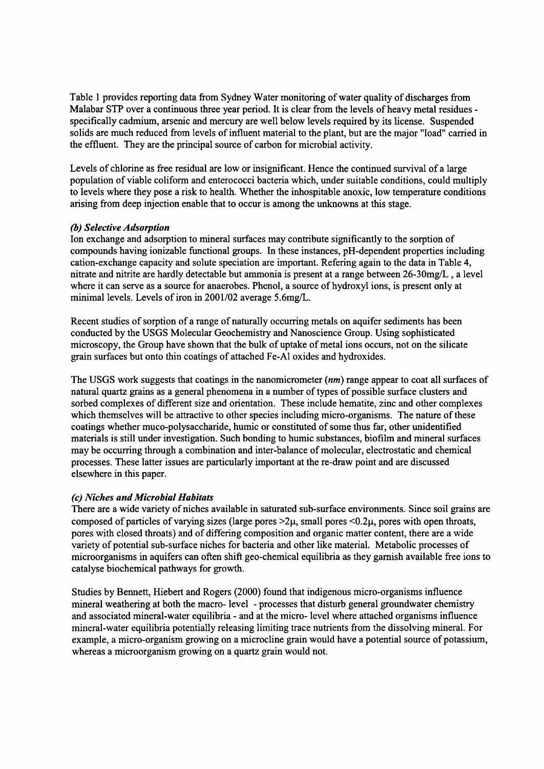Table 1 provides reporting data from Sydney Water monitoring of water quality of discharges from Malabar STP over a continuous three year period. It is clear from the levels of heavy metal residues - specifically cadmium, arsenic and mercury are well below levels required by its license. Suspended solids are much reduced from levels of influent material to the plant, but are the major "load" carried in the effluent. They are the principal source of carbon for microbial activity.

Levels of chlorine as free residual are low or insignificant. Hence the continued survival of a large population of viable coliform and enterococci bacteria which, under suitable conditions, could multiply to levels where they pose a risk to health. Whether the inhospitable anoxic, low temperature conditions arising from deep injection enable that to occur is among the unknowns at this stage.

### *(b) Selective Adsorption*

Ion exchange and adsorption to mineral surfaces may contribute significantly to the sorption of compounds having ionizable functional groups. In these instances, pH-dependent properties including cation-exchange capacity and solute speciation are important. Refering again to the data in Table 4, nitrate and nitrite are hardly detectable but ammonia is present at a range between 26-30mg/L , a level where it can serve as a source for anaerobes. Phenol, a source of hydroxyl ions, is present only at minimal levels. Levels of iron in 2001/02 average 5.6mg/L.

Recent studies of sorption of a range of naturally occurring metals on aquifer sediments has been conducted by the USGS Molecular Geochemistry and Nanoscience Group. Using sophisticated microscopy, the Group have shown that the bulk of uptake of metal ions occurs, not on the silicate grain surfaces but onto thin coatings of attached Fe-Al oxides and hydroxides.

The USGS work suggests that coatings in the nanomicrometer (*nm*) range appear to coat all surfaces of natural quartz grains as a general phenomena in a number of types of possible surface clusters and sorbed complexes of different size and orientation. These include hematite, zinc and other complexes which themselves will be attractive to other species including micro-organisms. The nature of these coatings whether muco-polysaccharide, humic or constituted of some thus far, other unidentified materials is still under investigation. Such bonding to humic substances, biofilm and mineral surfaces may be occurring through a combination and inter-balance of molecular, electrostatic and chemical processes. These latter issues are particularly important at the re-draw point and are discussed elsewhere in this paper.

### *(c) Niches and Microbial Habitats*

There are a wide variety of niches available in saturated sub-surface environments. Since soil grains are composed of particles of varying sizes (large pores $>2\mu$, small pores $<0.2\mu$, pores with open throats, pores with closed throats) and of differing composition and organic matter content, there are a wide variety of potential sub-surface niches for bacteria and other like material. Metabolic processes of microorganisms in aquifers can often shift geo-chemical equilibria as they garnish available free ions to catalyse biochemical pathways for growth.

Studies by Bennett, Hiebert and Rogers (2000) found that indigenous micro-organisms influence mineral weathering at both the macro- level - processes that disturb general groundwater chemistry and associated mineral-water equilibria - and at the micro- level where attached organisms influence mineral-water equilibria potentially releasing limiting trace nutrients from the dissolving mineral. For example, a micro-organism growing on a microcline grain would have a potential source of potassium, whereas a microorganism growing on a quartz grain would not.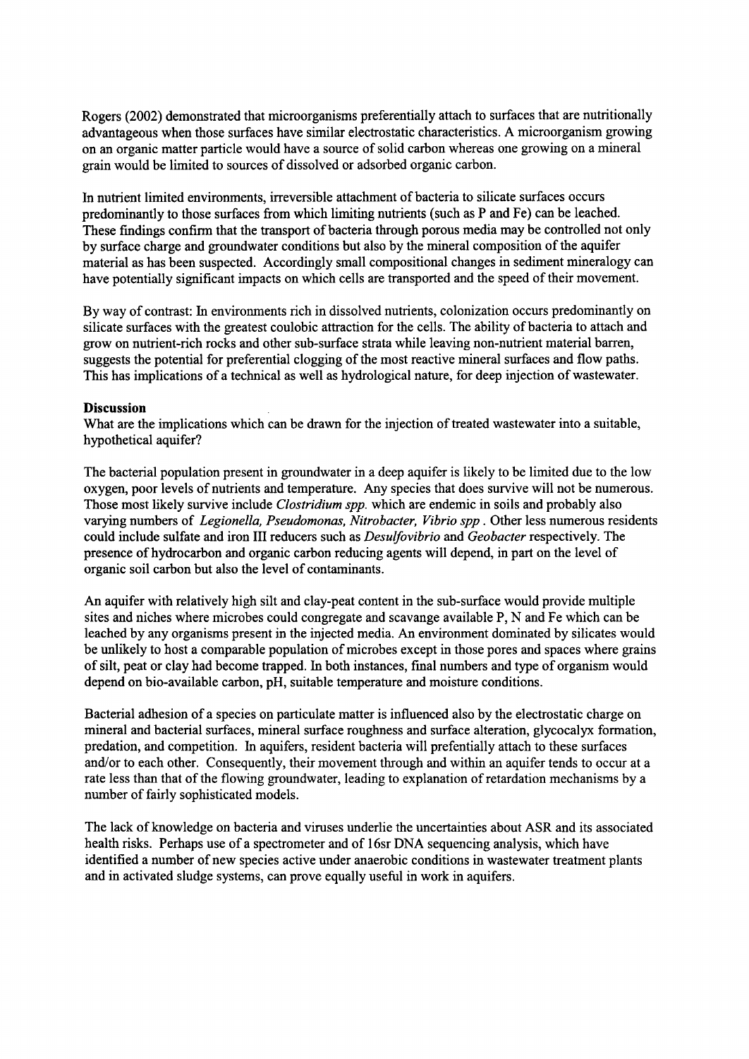Rogers (2002) demonstrated that microorganisms preferentially attach to surfaces that are nutritionally advantageous when those surfaces have similar electrostatic characteristics. A microorganism growing on an organic matter particle would have a source of solid carbon whereas one growing on a mineral grain would be limited to sources of dissolved or adsorbed organic carbon.

In nutrient limited environments, irreversible attachment of bacteria to silicate surfaces occurs predominantly to those surfaces from which limiting nutrients (such as P and Fe) can be leached. These findings confirm that the transport of bacteria through porous media may be controlled not only by surface charge and groundwater conditions but also by the mineral composition of the aquifer material as has been suspected. Accordingly small compositional changes in sediment mineralogy can have potentially significant impacts on which cells are transported and the speed of their movement.

By way of contrast: In environments rich in dissolved nutrients, colonization occurs predominantly on silicate surfaces with the greatest coulobic attraction for the cells. The ability of bacteria to attach and grow on nutrient-rich rocks and other sub-surface strata while leaving non-nutrient material barren, suggests the potential for preferential clogging of the most reactive mineral surfaces and flow paths. This has implications of a technical as well as hydrological nature, for deep injection of wastewater.

**Discussion**

What are the implications which can be drawn for the injection of treated wastewater into a suitable, hypothetical aquifer?

The bacterial population present in groundwater in a deep aquifer is likely to be limited due to the low oxygen, poor levels of nutrients and temperature. Any species that does survive will not be numerous. Those most likely survive include *Clostridium spp.* which are endemic in soils and probably also varying numbers of *Legionella, Pseudomonas, Nitrobacter, Vibrio spp* . Other less numerous residents could include sulfate and iron III reducers such as *Desulfovibrio* and *Geobacter* respectively. The presence of hydrocarbon and organic carbon reducing agents will depend, in part on the level of organic soil carbon but also the level of contaminants.

An aquifer with relatively high silt and clay-peat content in the sub-surface would provide multiple sites and niches where microbes could congregate and scavange available P, N and Fe which can be leached by any organisms present in the injected media. An environment dominated by silicates would be unlikely to host a comparable population of microbes except in those pores and spaces where grains of silt, peat or clay had become trapped. In both instances, final numbers and type of organism would depend on bio-available carbon, pH, suitable temperature and moisture conditions.

Bacterial adhesion of a species on particulate matter is influenced also by the electrostatic charge on mineral and bacterial surfaces, mineral surface roughness and surface alteration, glycocalyx formation, predation, and competition. In aquifers, resident bacteria will prefentially attach to these surfaces and/or to each other. Consequently, their movement through and within an aquifer tends to occur at a rate less than that of the flowing groundwater, leading to explanation of retardation mechanisms by a number of fairly sophisticated models.

The lack of knowledge on bacteria and viruses underlie the uncertainties about ASR and its associated health risks. Perhaps use of a spectrometer and of 16sr DNA sequencing analysis, which have identified a number of new species active under anaerobic conditions in wastewater treatment plants and in activated sludge systems, can prove equally useful in work in aquifers.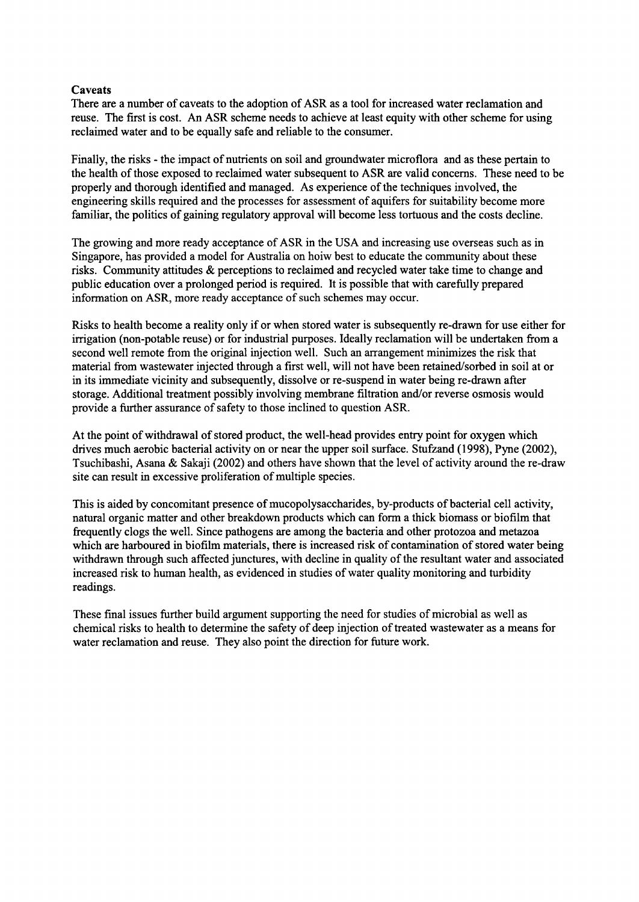**Caveats**

There are a number of caveats to the adoption of ASR as a tool for increased water reclamation and reuse. The first is cost. An ASR scheme needs to achieve at least equity with other scheme for using reclaimed water and to be equally safe and reliable to the consumer.

Finally, the risks - the impact of nutrients on soil and groundwater microflora and as these pertain to the health of those exposed to reclaimed water subsequent to ASR are valid concerns. These need to be properly and thorough identified and managed. As experience of the techniques involved, the engineering skills required and the processes for assessment of aquifers for suitability become more familiar, the politics of gaining regulatory approval will become less tortuous and the costs decline.

The growing and more ready acceptance of ASR in the USA and increasing use overseas such as in Singapore, has provided a model for Australia on hoiw best to educate the community about these risks. Community attitudes & perceptions to reclaimed and recycled water take time to change and public education over a prolonged period is required. It is possible that with carefully prepared information on ASR, more ready acceptance of such schemes may occur.

Risks to health become a reality only if or when stored water is subsequently re-drawn for use either for irrigation (non-potable reuse) or for industrial purposes. Ideally reclamation will be undertaken from a second well remote from the original injection well. Such an arrangement minimizes the risk that material from wastewater injected through a first well, will not have been retained/sorbed in soil at or in its immediate vicinity and subsequently, dissolve or re-suspend in water being re-drawn after storage. Additional treatment possibly involving membrane filtration and/or reverse osmosis would provide a further assurance of safety to those inclined to question ASR.

At the point of withdrawal of stored product, the well-head provides entry point for oxygen which drives much aerobic bacterial activity on or near the upper soil surface. Stufzand (1998), Pyne (2002), Tsuchibashi, Asana & Sakaji (2002) and others have shown that the level of activity around the re-draw site can result in excessive proliferation of multiple species.

This is aided by concomitant presence of mucopolysaccharides, by-products of bacterial cell activity, natural organic matter and other breakdown products which can form a thick biomass or biofilm that frequently clogs the well. Since pathogens are among the bacteria and other protozoa and metazoa which are harboured in biofilm materials, there is increased risk of contamination of stored water being withdrawn through such affected junctures, with decline in quality of the resultant water and associated increased risk to human health, as evidenced in studies of water quality monitoring and turbidity readings.

These final issues further build argument supporting the need for studies of microbial as well as chemical risks to health to determine the safety of deep injection of treated wastewater as a means for water reclamation and reuse. They also point the direction for future work.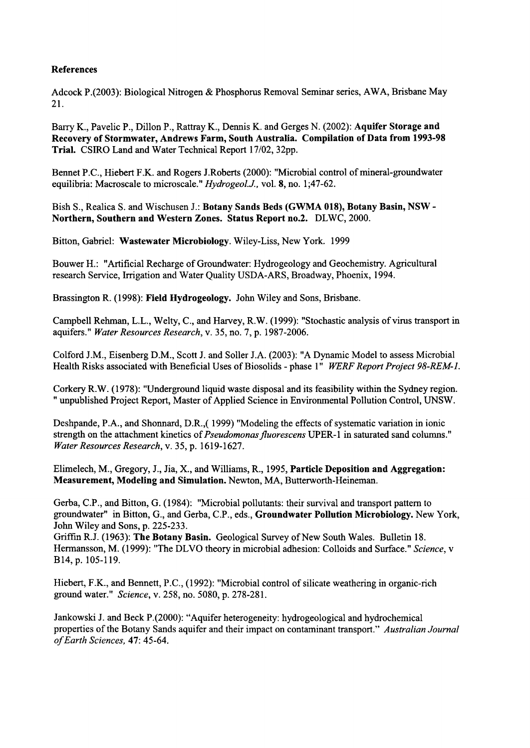**References**

Adcock P.(2003): Biological Nitrogen & Phosphorus Removal Seminar series, AWA, Brisbane May 21.

Barry K., Pavelic P., Dillon P., Rattray K., Dennis K. and Gerges N. (2002): **Aquifer Storage and Recovery of Stormwater, Andrews Farm, South Australia. Compilation of Data from 1993-98 Trial.** CSIRO Land and Water Technical Report 17/02, 32pp.

Bennet P.C., Hiebert F.K. and Rogers J.Roberts (2000): "Microbial control of mineral-groundwater equilibria: Macroscale to microscale." *Hydrogeol.J.,* vol. **8,** no. 1;47-62.

Bish S., Realica S. and Wischusen J.: **Botany Sands Beds (GWMA 018), Botany Basin, NSW - Northern, Southern and Western Zones. Status Report no.2.** DLWC, 2000.

Bitton, Gabriel: **Wastewater Microbiology**. Wiley-Liss, New York. 1999

Bouwer H.: "Artificial Recharge of Groundwater: Hydrogeology and Geochemistry. Agricultural research Service, Irrigation and Water Quality USDA-ARS, Broadway, Phoenix, 1994.

Brassington R. (1998): **Field Hydrogeology.** John Wiley and Sons, Brisbane.

Campbell Rehman, L.L., Welty, C., and Harvey, R.W. (1999): "Stochastic analysis of virus transport in aquifers." *Water Resources Research*, v. 35, no. 7, p. 1987-2006.

Colford J.M., Eisenberg D.M., Scott J. and Soller J.A. (2003): "A Dynamic Model to assess Microbial Health Risks associated with Beneficial Uses of Biosolids - phase 1" *WERF Report Project 98-REM-1.*

Corkery R.W. (1978): "Underground liquid waste disposal and its feasibility within the Sydney region. " unpublished Project Report, Master of Applied Science in Environmental Pollution Control, UNSW.

Deshpande, P.A., and Shonnard, D.R.,( 1999) "Modeling the effects of systematic variation in ionic strength on the attachment kinetics of *Pseudomonas fluorescens* UPER-1 in saturated sand columns." *Water Resources Research*, v. 35, p. 1619-1627.

Elimelech, M., Gregory, J., Jia, X., and Williams, R., 1995, **Particle Deposition and Aggregation: Measurement, Modeling and Simulation.** Newton, MA, Butterworth-Heineman.

Gerba, C.P., and Bitton, G. (1984): "Microbial pollutants: their survival and transport pattern to groundwater" in Bitton, G., and Gerba, C.P., eds., **Groundwater Pollution Microbiology.** New York, John Wiley and Sons, p. 225-233.

Griffin R.J. (1963): **The Botany Basin.** Geological Survey of New South Wales. Bulletin 18.

Hermansson, M. (1999): "The DLVO theory in microbial adhesion: Colloids and Surface." *Science*, v B14, p. 105-119.

Hiebert, F.K., and Bennett, P.C., (1992): "Microbial control of silicate weathering in organic-rich ground water." *Science*, v. 258, no. 5080, p. 278-281.

Jankowski J. and Beck P.(2000): "Aquifer heterogeneity: hydrogeological and hydrochemical properties of the Botany Sands aquifer and their impact on contaminant transport." *Australian Journal of Earth Sciences,* **47**: 45-64.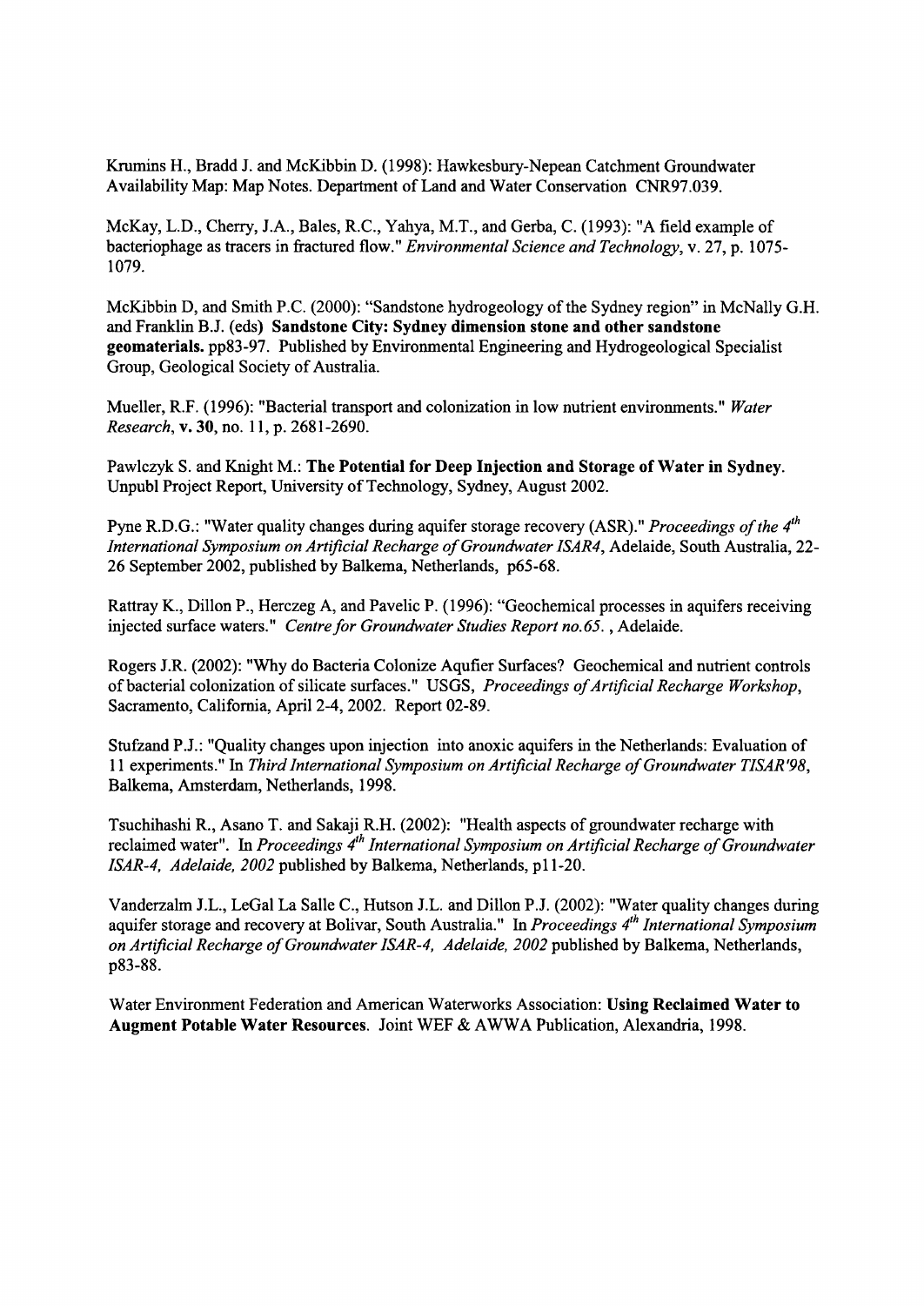Krumins H., Bradd J. and McKibbin D. (1998): Hawkesbury-Nepean Catchment Groundwater Availability Map: Map Notes. Department of Land and Water Conservation CNR97.039.

McKay, L.D., Cherry, J.A., Bales, R.C., Yahya, M.T., and Gerba, C. (1993): "A field example of bacteriophage as tracers in fractured flow." *Environmental Science and Technology*, v. 27, p. 1075-1079.

McKibbin D, and Smith P.C. (2000): "Sandstone hydrogeology of the Sydney region" in McNally G.H. and Franklin B.J. (eds) **Sandstone City: Sydney dimension stone and other sandstone geomaterials.** pp83-97. Published by Environmental Engineering and Hydrogeological Specialist Group, Geological Society of Australia.

Mueller, R.F. (1996): "Bacterial transport and colonization in low nutrient environments." *Water Research*, **v. 30**, no. 11, p. 2681-2690.

Pawlczyk S. and Knight M.: **The Potential for Deep Injection and Storage of Water in Sydney**. Unpubl Project Report, University of Technology, Sydney, August 2002.

Pyne R.D.G.: "Water quality changes during aquifer storage recovery (ASR)." *Proceedings of the 4th International Symposium on Artificial Recharge of Groundwater ISAR4*, Adelaide, South Australia, 22-26 September 2002, published by Balkema, Netherlands, p65-68.

Rattray K., Dillon P., Herczeg A, and Pavelic P. (1996): "Geochemical processes in aquifers receiving injected surface waters." *Centre for Groundwater Studies Report no.65.* , Adelaide.

Rogers J.R. (2002): "Why do Bacteria Colonize Aqufier Surfaces? Geochemical and nutrient controls of bacterial colonization of silicate surfaces." USGS, *Proceedings of Artificial Recharge Workshop*, Sacramento, California, April 2-4, 2002. Report 02-89.

Stufzand P.J.: "Quality changes upon injection into anoxic aquifers in the Netherlands: Evaluation of 11 experiments." In *Third International Symposium on Artificial Recharge of Groundwater TISAR'98*, Balkema, Amsterdam, Netherlands, 1998.

Tsuchihashi R., Asano T. and Sakaji R.H. (2002): "Health aspects of groundwater recharge with reclaimed water". In *Proceedings 4th International Symposium on Artificial Recharge of Groundwater ISAR-4, Adelaide, 2002* published by Balkema, Netherlands, p11-20.

Vanderzalm J.L., LeGal La Salle C., Hutson J.L. and Dillon P.J. (2002): "Water quality changes during aquifer storage and recovery at Bolivar, South Australia." In *Proceedings 4th International Symposium on Artificial Recharge of Groundwater ISAR-4, Adelaide, 2002* published by Balkema, Netherlands, p83-88.

Water Environment Federation and American Waterworks Association: **Using Reclaimed Water to Augment Potable Water Resources**. Joint WEF & AWWA Publication, Alexandria, 1998.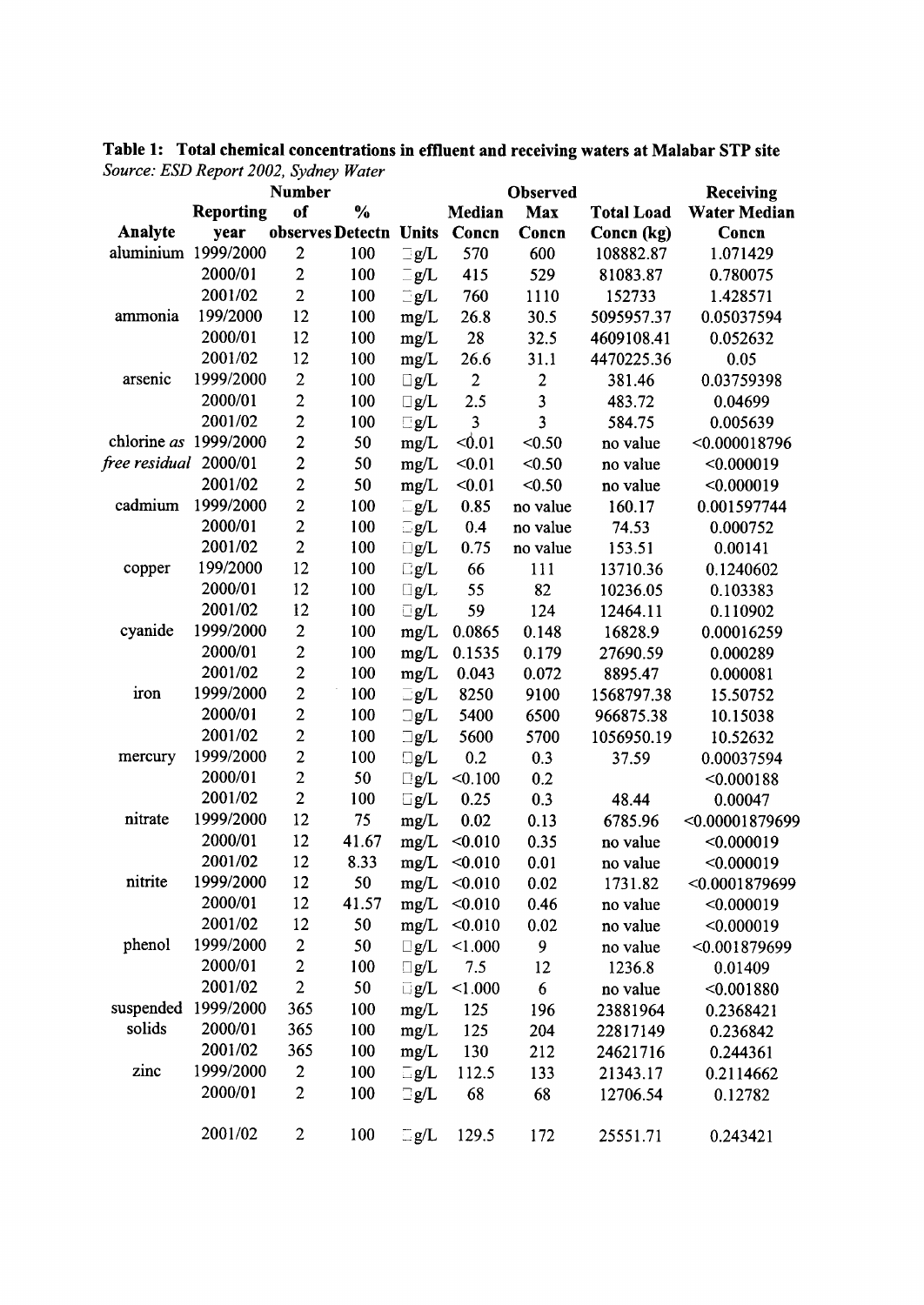**Table 1: Total chemical concentrations in effluent and receiving waters at Malabar STP site**
*Source: ESD Report 2002, Sydney Water*

| Analyte | Reporting year | Number of observes | % Detectn | Units | Median Concn | Observed Max Concn | Total Load Concn (kg) | Receiving Water Median Concn |
|---|---|---|---|---|---|---|---|---|
| aluminium | 1999/2000 | 2 | 100 | □g/L | 570 | 600 | 108882.87 | 1.071429 |
| | 2000/01 | 2 | 100 | □g/L | 415 | 529 | 81083.87 | 0.780075 |
| | 2001/02 | 2 | 100 | □g/L | 760 | 1110 | 152733 | 1.428571 |
| ammonia | 199/2000 | 12 | 100 | mg/L | 26.8 | 30.5 | 5095957.37 | 0.05037594 |
| | 2000/01 | 12 | 100 | mg/L | 28 | 32.5 | 4609108.41 | 0.052632 |
| | 2001/02 | 12 | 100 | mg/L | 26.6 | 31.1 | 4470225.36 | 0.05 |
| arsenic | 1999/2000 | 2 | 100 | □g/L | 2 | 2 | 381.46 | 0.03759398 |
| | 2000/01 | 2 | 100 | □g/L | 2.5 | 3 | 483.72 | 0.04699 |
| | 2001/02 | 2 | 100 | □g/L | 3 | 3 | 584.75 | 0.005639 |
| chlorine *as free residual* | 1999/2000 | 2 | 50 | mg/L | <0.01 | <0.50 | no value | <0.000018796 |
| | 2000/01 | 2 | 50 | mg/L | <0.01 | <0.50 | no value | <0.000019 |
| | 2001/02 | 2 | 50 | mg/L | <0.01 | <0.50 | no value | <0.000019 |
| cadmium | 1999/2000 | 2 | 100 | □g/L | 0.85 | no value | 160.17 | 0.001597744 |
| | 2000/01 | 2 | 100 | □g/L | 0.4 | no value | 74.53 | 0.000752 |
| | 2001/02 | 2 | 100 | □g/L | 0.75 | no value | 153.51 | 0.00141 |
| copper | 199/2000 | 12 | 100 | □g/L | 66 | 111 | 13710.36 | 0.1240602 |
| | 2000/01 | 12 | 100 | □g/L | 55 | 82 | 10236.05 | 0.103383 |
| | 2001/02 | 12 | 100 | □g/L | 59 | 124 | 12464.11 | 0.110902 |
| cyanide | 1999/2000 | 2 | 100 | mg/L | 0.0865 | 0.148 | 16828.9 | 0.00016259 |
| | 2000/01 | 2 | 100 | mg/L | 0.1535 | 0.179 | 27690.59 | 0.000289 |
| | 2001/02 | 2 | 100 | mg/L | 0.043 | 0.072 | 8895.47 | 0.000081 |
| iron | 1999/2000 | 2 | 100 | □g/L | 8250 | 9100 | 1568797.38 | 15.50752 |
| | 2000/01 | 2 | 100 | □g/L | 5400 | 6500 | 966875.38 | 10.15038 |
| | 2001/02 | 2 | 100 | □g/L | 5600 | 5700 | 1056950.19 | 10.52632 |
| mercury | 1999/2000 | 2 | 100 | □g/L | 0.2 | 0.3 | 37.59 | 0.00037594 |
| | 2000/01 | 2 | 50 | □g/L | <0.100 | 0.2 | | <0.000188 |
| | 2001/02 | 2 | 100 | □g/L | 0.25 | 0.3 | 48.44 | 0.00047 |
| nitrate | 1999/2000 | 12 | 75 | mg/L | 0.02 | 0.13 | 6785.96 | <0.00001879699 |
| | 2000/01 | 12 | 41.67 | mg/L | <0.010 | 0.35 | no value | <0.000019 |
| | 2001/02 | 12 | 8.33 | mg/L | <0.010 | 0.01 | no value | <0.000019 |
| nitrite | 1999/2000 | 12 | 50 | mg/L | <0.010 | 0.02 | 1731.82 | <0.0001879699 |
| | 2000/01 | 12 | 41.57 | mg/L | <0.010 | 0.46 | no value | <0.000019 |
| | 2001/02 | 12 | 50 | mg/L | <0.010 | 0.02 | no value | <0.000019 |
| phenol | 1999/2000 | 2 | 50 | □g/L | <1.000 | 9 | no value | <0.001879699 |
| | 2000/01 | 2 | 100 | □g/L | 7.5 | 12 | 1236.8 | 0.01409 |
| | 2001/02 | 2 | 50 | □g/L | <1.000 | 6 | no value | <0.001880 |
| suspended solids | 1999/2000 | 365 | 100 | mg/L | 125 | 196 | 23881964 | 0.2368421 |
| | 2000/01 | 365 | 100 | mg/L | 125 | 204 | 22817149 | 0.236842 |
| | 2001/02 | 365 | 100 | mg/L | 130 | 212 | 24621716 | 0.244361 |
| zinc | 1999/2000 | 2 | 100 | □g/L | 112.5 | 133 | 21343.17 | 0.2114662 |
| | 2000/01 | 2 | 100 | □g/L | 68 | 68 | 12706.54 | 0.12782 |
| | 2001/02 | 2 | 100 | □g/L | 129.5 | 172 | 25551.71 | 0.243421 |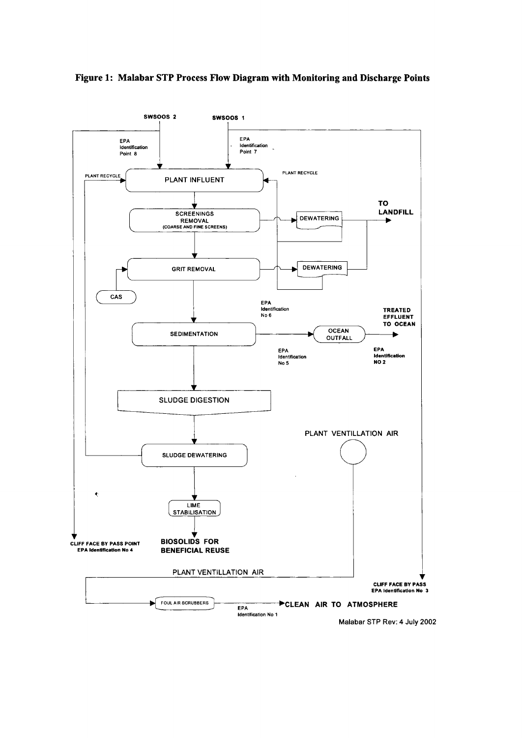**Figure 1: Malabar STP Process Flow Diagram with Monitoring and Discharge Points**

SWSOOS 2

SWSOOS 1

EPA Identification Point 8

EPA Identification Point 7

PLANT RECYCLE

PLANT INFLUENT

PLANT RECYCLE

SCREENINGS REMOVAL (COARSE AND FINE SCREENS)

DEWATERING

TO LANDFILL

GRIT REMOVAL

DEWATERING

CAS

EPA Identification No 6

TREATED EFFLUENT TO OCEAN

SEDIMENTATION

OCEAN OUTFALL

EPA Identification No 5

EPA Identification NO 2

SLUDGE DIGESTION

PLANT VENTILATION AIR

SLUDGE DEWATERING

LIME STABILISATION

CLIFF FACE BY PASS POINT
EPA Identification No 4

BIOSOLIDS FOR BENEFICIAL REUSE

PLANT VENTILATION AIR

CLIFF FACE BY PASS
EPA Identification No 3

FOUL AIR SCRUBBERS

EPA Identification No 1

CLEAN AIR TO ATMOSPHERE

Malabar STP Rev: 4 July 2002